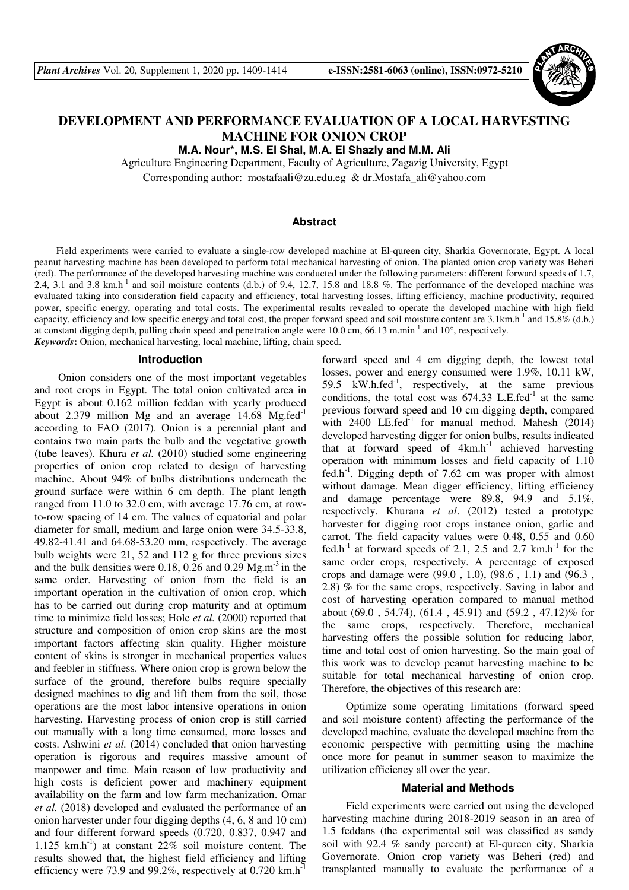# DEVELOPMENT AND PERFORMANCE EVALUATION OF A LOCAL HARVESTING MACHINE FOR ONION CROP

**M.A. Nour\*, M.S. El Shal, M.A. El Shazly and M.M. Ali**

Agriculture Engineering Department, Faculty of Agriculture, Zagazig University, Egypt

Corresponding author: mostafaali@zu.edu.eg & dr.Mostafa_ali@yahoo.com

## Abstract

Field experiments were carried to evaluate a single-row developed machine at El-qureen city, Sharkia Governorate, Egypt. A local peanut harvesting machine has been developed to perform total mechanical harvesting of onion. The planted onion crop variety was Beheri (red). The performance of the developed harvesting machine was conducted under the following parameters: different forward speeds of 1.7, 2.4, 3.1 and 3.8 $km.h^{-1}$ and soil moisture contents (d.b.) of 9.4, 12.7, 15.8 and 18.8 %. The performance of the developed machine was evaluated taking into consideration field capacity and efficiency, total harvesting losses, lifting efficiency, machine productivity, required power, specific energy, operating and total costs. The experimental results revealed to operate the developed machine with high field capacity, efficiency and low specific energy and total cost, the proper forward speed and soil moisture content are 3.1$km.h^{-1}$ and 15.8% (d.b.) at constant digging depth, pulling chain speed and penetration angle were 10.0 cm, 66.13 $m.min^{-1}$ and 10°, respectively.

***Keywords*:** Onion, mechanical harvesting, local machine, lifting, chain speed.

## Introduction

Onion considers one of the most important vegetables and root crops in Egypt. The total onion cultivated area in Egypt is about 0.162 million feddan with yearly produced about 2.379 million Mg and an average 14.68 $Mg.fed^{-1}$ according to FAO (2017). Onion is a perennial plant and contains two main parts the bulb and the vegetative growth (tube leaves). Khura *et al.* (2010) studied some engineering properties of onion crop related to design of harvesting machine. About 94% of bulbs distributions underneath the ground surface were within 6 cm depth. The plant length ranged from 11.0 to 32.0 cm, with average 17.76 cm, at row-to-row spacing of 14 cm. The values of equatorial and polar diameter for small, medium and large onion were 34.5-33.8, 49.82-41.41 and 64.68-53.20 mm, respectively. The average bulb weights were 21, 52 and 112 g for three previous sizes and the bulk densities were 0.18, 0.26 and 0.29 $Mg.m^{-3}$ in the same order. Harvesting of onion from the field is an important operation in the cultivation of onion crop, which has to be carried out during crop maturity and at optimum time to minimize field losses; Hole *et al.* (2000) reported that structure and composition of onion crop skins are the most important factors affecting skin quality. Higher moisture content of skins is stronger in mechanical properties values and feebler in stiffness. Where onion crop is grown below the surface of the ground, therefore bulbs require specially designed machines to dig and lift them from the soil, those operations are the most labor intensive operations in onion harvesting. Harvesting process of onion crop is still carried out manually with a long time consumed, more losses and costs. Ashwini *et al.* (2014) concluded that onion harvesting operation is rigorous and requires massive amount of manpower and time. Main reason of low productivity and high costs is deficient power and machinery equipment availability on the farm and low farm mechanization. Omar *et al.* (2018) developed and evaluated the performance of an onion harvester under four digging depths (4, 6, 8 and 10 cm) and four different forward speeds (0.720, 0.837, 0.947 and 1.125 $km.h^{-1}$) at constant 22% soil moisture content. The results showed that, the highest field efficiency and lifting efficiency were 73.9 and 99.2%, respectively at 0.720 $km.h^{-1}$ forward speed and 4 cm digging depth, the lowest total losses, power and energy consumed were 1.9%, 10.11 kW, 59.5 $kW.h.fed^{-1}$, respectively, at the same previous conditions, the total cost was 674.33 $L.E.fed^{-1}$ at the same previous forward speed and 10 cm digging depth, compared with 2400 $LE.fed^{-1}$ for manual method. Mahesh (2014) developed harvesting digger for onion bulbs, results indicated that at forward speed of 4$km.h^{-1}$ achieved harvesting operation with minimum losses and field capacity of 1.10 $fed.h^{-1}$. Digging depth of 7.62 cm was proper with almost without damage. Mean digger efficiency, lifting efficiency and damage percentage were 89.8, 94.9 and 5.1%, respectively. Khurana *et al*. (2012) tested a prototype harvester for digging root crops instance onion, garlic and carrot. The field capacity values were 0.48, 0.55 and 0.60 $fed.h^{-1}$ at forward speeds of 2.1, 2.5 and 2.7 $km.h^{-1}$ for the same order crops, respectively. A percentage of exposed crops and damage were (99.0 , 1.0), (98.6 , 1.1) and (96.3 , 2.8) % for the same crops, respectively. Saving in labor and cost of harvesting operation compared to manual method about (69.0 , 54.74), (61.4 , 45.91) and (59.2 , 47.12)% for the same crops, respectively. Therefore, mechanical harvesting offers the possible solution for reducing labor, time and total cost of onion harvesting. So the main goal of this work was to develop peanut harvesting machine to be suitable for total mechanical harvesting of onion crop. Therefore, the objectives of this research are:

Optimize some operating limitations (forward speed and soil moisture content) affecting the performance of the developed machine, evaluate the developed machine from the economic perspective with permitting using the machine once more for peanut in summer season to maximize the utilization efficiency all over the year.

## Material and Methods

Field experiments were carried out using the developed harvesting machine during 2018-2019 season in an area of 1.5 feddans (the experimental soil was classified as sandy soil with 92.4 % sandy percent) at El-qureen city, Sharkia Governorate. Onion crop variety was Beheri (red) and transplanted manually to evaluate the performance of a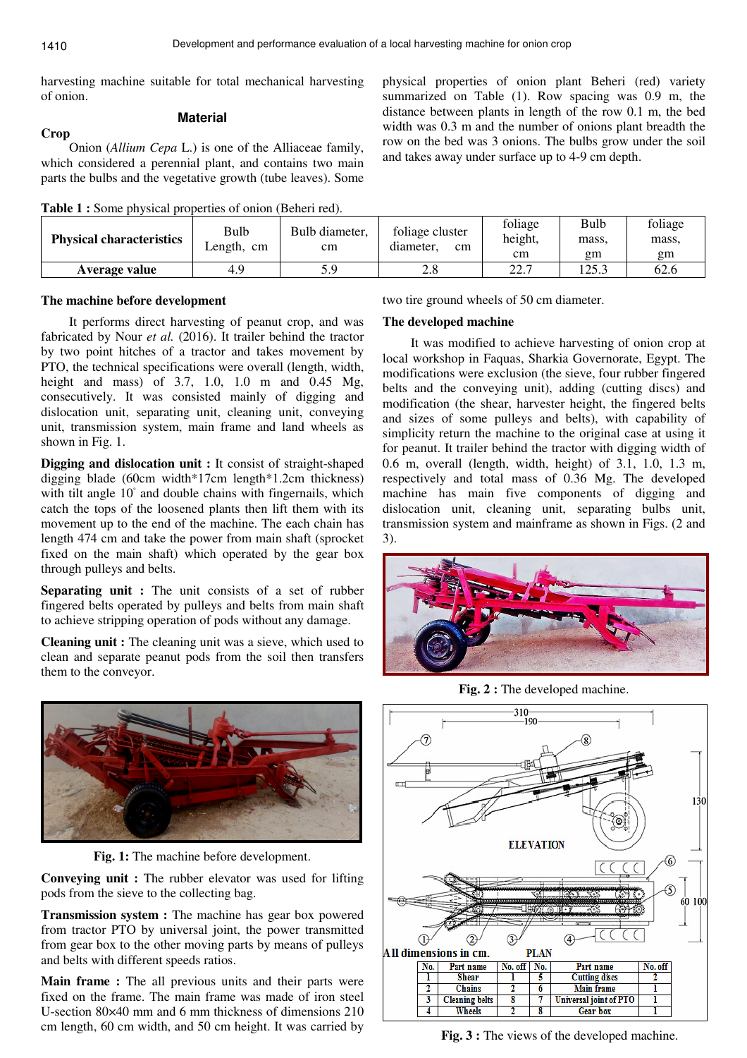harvesting machine suitable for total mechanical harvesting of onion.

## Material

### Crop

Onion (*Allium Cepa* L.) is one of the Alliaceae family, which considered a perennial plant, and contains two main parts the bulbs and the vegetative growth (tube leaves). Some physical properties of onion plant Beheri (red) variety summarized on Table (1). Row spacing was 0.9 m, the distance between plants in length of the row 0.1 m, the bed width was 0.3 m and the number of onions plant breadth the row on the bed was 3 onions. The bulbs grow under the soil and takes away under surface up to 4-9 cm depth.

**Table 1 :** Some physical properties of onion (Beheri red).

| Physical characteristics | Bulb Length, cm | Bulb diameter, cm | foliage cluster diameter, cm | foliage height, cm | Bulb mass, gm | foliage mass, gm |
|---|---|---|---|---|---|---|
| **Average value** | 4.9 | 5.9 | 2.8 | 22.7 | 125.3 | 62.6 |

### The machine before development

It performs direct harvesting of peanut crop, and was fabricated by Nour *et al.* (2016). It trailer behind the tractor by two point hitches of a tractor and takes movement by PTO, the technical specifications were overall (length, width, height and mass) of 3.7, 1.0, 1.0 m and 0.45 Mg, consecutively. It was consisted mainly of digging and dislocation unit, separating unit, cleaning unit, conveying unit, transmission system, main frame and land wheels as shown in Fig. 1.

**Digging and dislocation unit :** It consist of straight-shaped digging blade (60cm width*17cm length*1.2cm thickness) with tilt angle 10° and double chains with fingernails, which catch the tops of the loosened plants then lift them with its movement up to the end of the machine. The each chain has length 474 cm and take the power from main shaft (sprocket fixed on the main shaft) which operated by the gear box through pulleys and belts.

**Separating unit :** The unit consists of a set of rubber fingered belts operated by pulleys and belts from main shaft to achieve stripping operation of pods without any damage.

**Cleaning unit :** The cleaning unit was a sieve, which used to clean and separate peanut pods from the soil then transfers them to the conveyor.

**Fig. 1:** The machine before development.

**Conveying unit :** The rubber elevator was used for lifting pods from the sieve to the collecting bag.

**Transmission system :** The machine has gear box powered from tractor PTO by universal joint, the power transmitted from gear box to the other moving parts by means of pulleys and belts with different speeds ratios.

**Main frame :** The all previous units and their parts were fixed on the frame. The main frame was made of iron steel U-section 80×40 mm and 6 mm thickness of dimensions 210 cm length, 60 cm width, and 50 cm height. It was carried by two tire ground wheels of 50 cm diameter.

### The developed machine

It was modified to achieve harvesting of onion crop at local workshop in Faquas, Sharkia Governorate, Egypt. The modifications were exclusion (the sieve, four rubber fingered belts and the conveying unit), adding (cutting discs) and modification (the shear, harvester height, the fingered belts and sizes of some pulleys and belts), with capability of simplicity return the machine to the original case at using it for peanut. It trailer behind the tractor with digging width of 0.6 m, overall (length, width, height) of 3.1, 1.0, 1.3 m, respectively and total mass of 0.36 Mg. The developed machine has main five components of digging and dislocation unit, cleaning unit, separating bulbs unit, transmission system and mainframe as shown in Figs. (2 and 3).

**Fig. 2 :** The developed machine.

All dimensions in cm.

| No. | Part name | No. off | No. | Part name | No. off |
|---|---|---|---|---|---|
| 1 | Shear | 1 | 5 | Cutting discs | 2 |
| 2 | Chains | 2 | 6 | Main frame | 1 |
| 3 | Cleaning belts | 8 | 7 | Universal joint of PTO | 1 |
| 4 | Wheels | 2 | 8 | Gear box | 1 |

**Fig. 3 :** The views of the developed machine.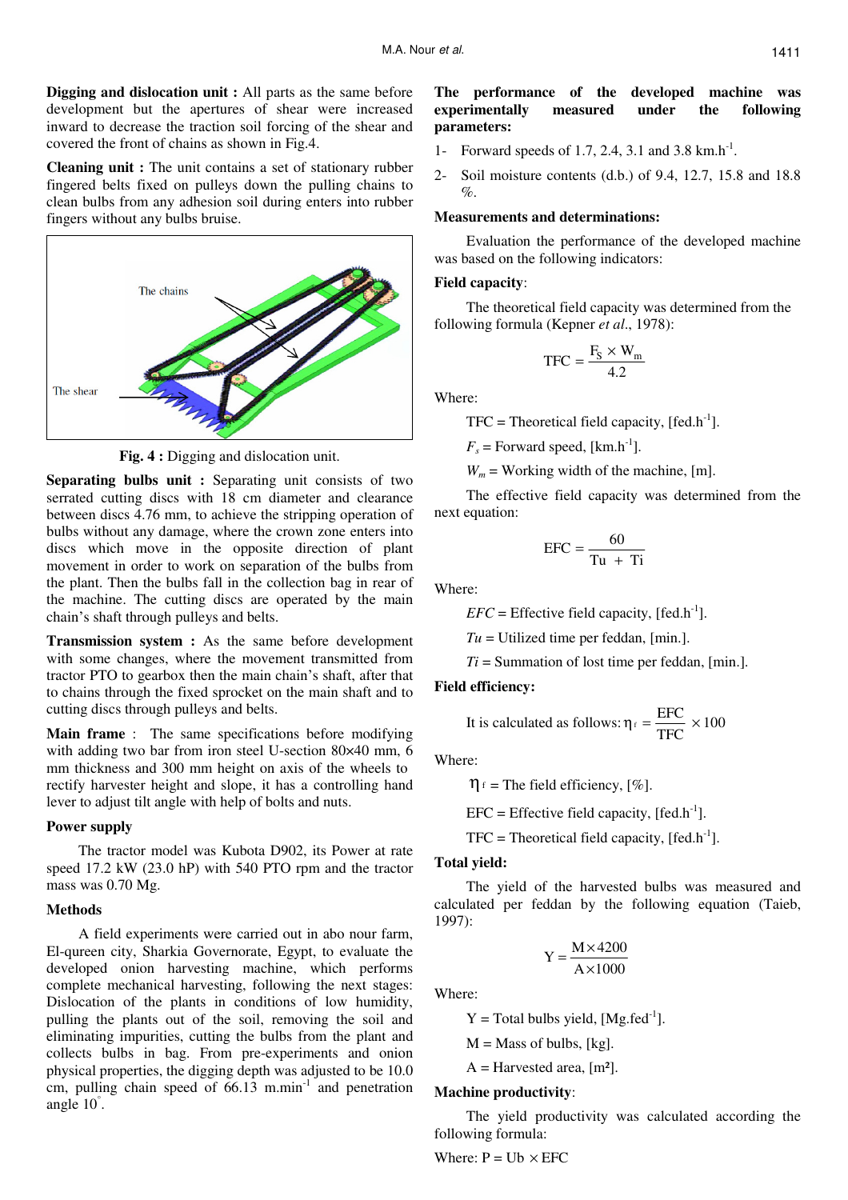**Digging and dislocation unit :** All parts as the same before development but the apertures of shear were increased inward to decrease the traction soil forcing of the shear and covered the front of chains as shown in Fig.4.

**Cleaning unit :** The unit contains a set of stationary rubber fingered belts fixed on pulleys down the pulling chains to clean bulbs from any adhesion soil during enters into rubber fingers without any bulbs bruise.

**Fig. 4 :** Digging and dislocation unit.

**Separating bulbs unit :** Separating unit consists of two serrated cutting discs with 18 cm diameter and clearance between discs 4.76 mm, to achieve the stripping operation of bulbs without any damage, where the crown zone enters into discs which move in the opposite direction of plant movement in order to work on separation of the bulbs from the plant. Then the bulbs fall in the collection bag in rear of the machine. The cutting discs are operated by the main chain's shaft through pulleys and belts.

**Transmission system :** As the same before development with some changes, where the movement transmitted from tractor PTO to gearbox then the main chain's shaft, after that to chains through the fixed sprocket on the main shaft and to cutting discs through pulleys and belts.

**Main frame** : The same specifications before modifying with adding two bar from iron steel U-section 80×40 mm, 6 mm thickness and 300 mm height on axis of the wheels to rectify harvester height and slope, it has a controlling hand lever to adjust tilt angle with help of bolts and nuts.

### Power supply

The tractor model was Kubota D902, its Power at rate speed 17.2 kW (23.0 hP) with 540 PTO rpm and the tractor mass was 0.70 Mg.

### Methods

A field experiments were carried out in abo nour farm, El-qureen city, Sharkia Governorate, Egypt, to evaluate the developed onion harvesting machine, which performs complete mechanical harvesting, following the next stages: Dislocation of the plants in conditions of low humidity, pulling the plants out of the soil, removing the soil and eliminating impurities, cutting the bulbs from the plant and collects bulbs in bag. From pre-experiments and onion physical properties, the digging depth was adjusted to be 10.0 cm, pulling chain speed of 66.13 $m.min^{-1}$ and penetration angle $10^{\circ}$.

**The performance of the developed machine was experimentally measured under the following parameters:**

1- Forward speeds of 1.7, 2.4, 3.1 and 3.8 $km.h^{-1}$.

2- Soil moisture contents (d.b.) of 9.4, 12.7, 15.8 and 18.8 %.

### Measurements and determinations:

Evaluation the performance of the developed machine was based on the following indicators:

**Field capacity**:

The theoretical field capacity was determined from the following formula (Kepner *et al*., 1978):

$$TFC = \frac{F_S \times W_m}{4.2}$$

Where:

TFC = Theoretical field capacity, [$fed.h^{-1}$].

$F_s$ = Forward speed, [$km.h^{-1}$].

$W_m$ = Working width of the machine, [m].

The effective field capacity was determined from the next equation:

$$EFC = \frac{60}{Tu + Ti}$$

Where:

*EFC* = Effective field capacity, [$fed.h^{-1}$].

*Tu* = Utilized time per feddan, [min.].

*Ti* = Summation of lost time per feddan, [min.].

**Field efficiency:**

It is calculated as follows: $\eta_f = \frac{EFC}{TFC} \times 100$

Where:

$\eta_f$ = The field efficiency, [%].

EFC = Effective field capacity, [$fed.h^{-1}$].

TFC = Theoretical field capacity, [$fed.h^{-1}$].

**Total yield:**

The yield of the harvested bulbs was measured and calculated per feddan by the following equation (Taieb, 1997):

$$Y = \frac{M \times 4200}{A \times 1000}$$

Where:

Y = Total bulbs yield, [$Mg.fed^{-1}$].

M = Mass of bulbs, [kg].

A = Harvested area, [m²].

**Machine productivity**:

The yield productivity was calculated according the following formula:

Where: $P = Ub \times EFC$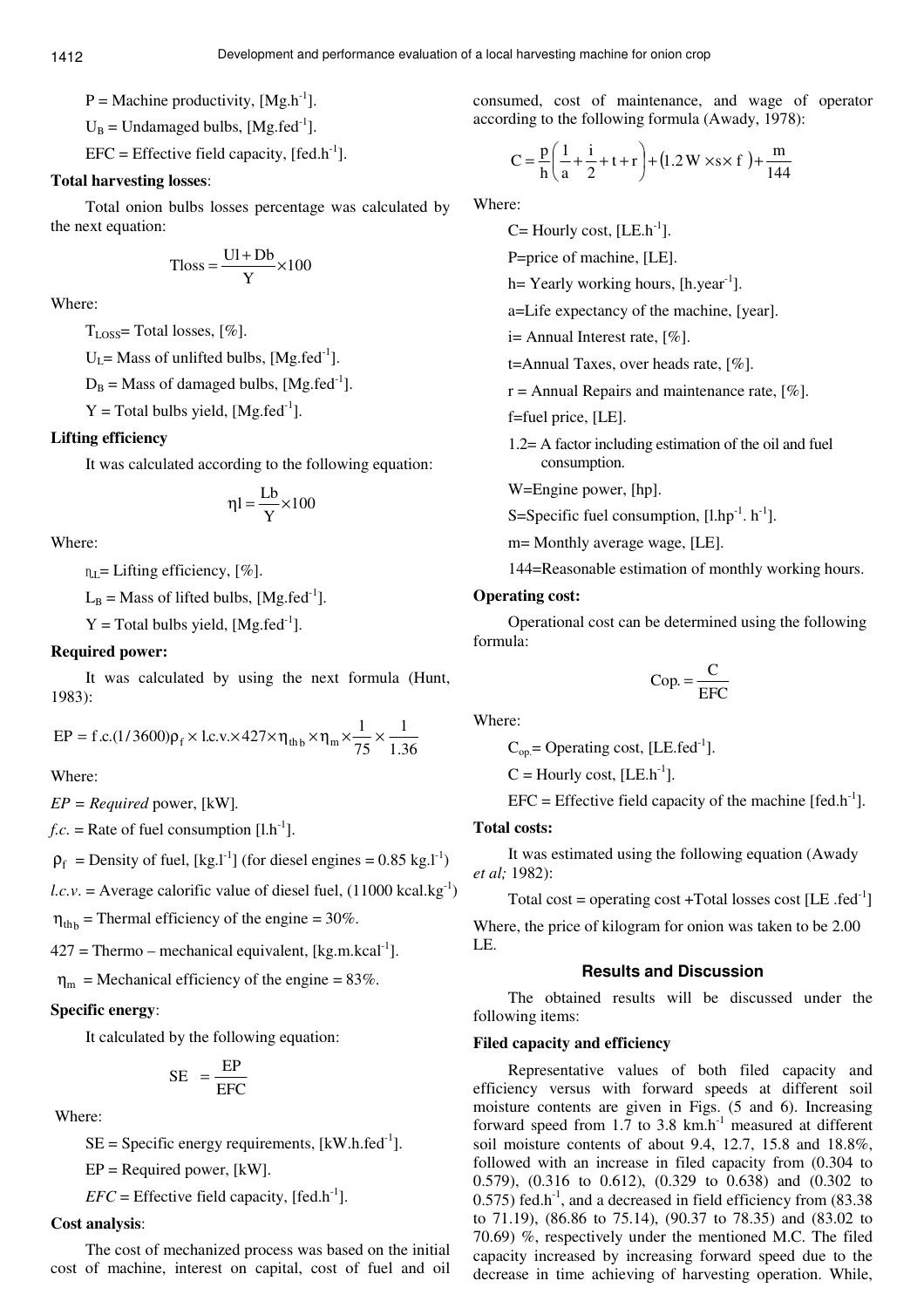P = Machine productivity, [$Mg.h^{-1}$].

$U_B$ = Undamaged bulbs, [$Mg.fed^{-1}$].

EFC = Effective field capacity, [$fed.h^{-1}$].

**Total harvesting losses**:

Total onion bulbs losses percentage was calculated by the next equation:

$$Tloss = \frac{Ul + Db}{Y} \times 100$$

Where:

$T_{LOSS}$= Total losses, [%].

$U_L$= Mass of unlifted bulbs, [$Mg.fed^{-1}$].

$D_B$ = Mass of damaged bulbs, [$Mg.fed^{-1}$].

Y = Total bulbs yield, [$Mg.fed^{-1}$].

**Lifting efficiency**

It was calculated according to the following equation:

$$\eta l = \frac{Lb}{Y} \times 100$$

Where:

$\eta_{LL}$= Lifting efficiency, [%].

$L_B$ = Mass of lifted bulbs, [$Mg.fed^{-1}$].

Y = Total bulbs yield, [$Mg.fed^{-1}$].

**Required power:**

It was calculated by using the next formula (Hunt, 1983):

$$EP = f.c.(1/3600)\rho_f \times l.c.v. \times 427 \times \eta_{thb} \times \eta_m \times \frac{1}{75} \times \frac{1}{1.36}$$

Where:

*EP = Required* power, [kW].

*f.c.* = Rate of fuel consumption [$l.h^{-1}$].

$\rho_f$ = Density of fuel, [$kg.l^{-1}$] (for diesel engines = 0.85 $kg.l^{-1}$)

*l.c.v.* = Average calorific value of diesel fuel, (11000 $kcal.kg^{-1}$)

$\eta_{thb}$ = Thermal efficiency of the engine = 30%.

427 = Thermo – mechanical equivalent, [$kg.m.kcal^{-1}$].

$\eta_m$ = Mechanical efficiency of the engine = 83%.

**Specific energy**:

It calculated by the following equation:

$$SE = \frac{EP}{EFC}$$

Where:

SE = Specific energy requirements, [$kW.h.fed^{-1}$].

EP = Required power, [kW].

*EFC* = Effective field capacity, [$fed.h^{-1}$].

**Cost analysis**:

The cost of mechanized process was based on the initial cost of machine, interest on capital, cost of fuel and oil consumed, cost of maintenance, and wage of operator according to the following formula (Awady, 1978):

$$C = \frac{p}{h}\left(\frac{1}{a} + \frac{i}{2} + t + r\right) + (1.2\,W \times s \times f) + \frac{m}{144}$$

Where:

C= Hourly cost, [$LE.h^{-1}$].

P=price of machine, [LE].

h= Yearly working hours, [$h.year^{-1}$].

a=Life expectancy of the machine, [year].

i= Annual Interest rate, [%].

t=Annual Taxes, over heads rate, [%].

r = Annual Repairs and maintenance rate, [%].

f=fuel price, [LE].

1.2= A factor including estimation of the oil and fuel consumption.

W=Engine power, [hp].

S=Specific fuel consumption, [$l.hp^{-1}.h^{-1}$].

m= Monthly average wage, [LE].

144=Reasonable estimation of monthly working hours.

**Operating cost:**

Operational cost can be determined using the following formula:

$$Cop. = \frac{C}{EFC}$$

Where:

$C_{op.}$= Operating cost, [$LE.fed^{-1}$].

C = Hourly cost, [$LE.h^{-1}$].

EFC = Effective field capacity of the machine [$fed.h^{-1}$].

**Total costs:**

It was estimated using the following equation (Awady *et al;* 1982):

Total cost = operating cost +Total losses cost [$LE.fed^{-1}$]

Where, the price of kilogram for onion was taken to be 2.00 LE.

## Results and Discussion

The obtained results will be discussed under the following items:

**Filed capacity and efficiency**

Representative values of both filed capacity and efficiency versus with forward speeds at different soil moisture contents are given in Figs. (5 and 6). Increasing forward speed from 1.7 to 3.8 $km.h^{-1}$ measured at different soil moisture contents of about 9.4, 12.7, 15.8 and 18.8%, followed with an increase in filed capacity from (0.304 to 0.579), (0.316 to 0.612), (0.329 to 0.638) and (0.302 to 0.575) $fed.h^{-1}$, and a decreased in field efficiency from (83.38 to 71.19), (86.86 to 75.14), (90.37 to 78.35) and (83.02 to 70.69) %, respectively under the mentioned M.C. The filed capacity increased by increasing forward speed due to the decrease in time achieving of harvesting operation. While,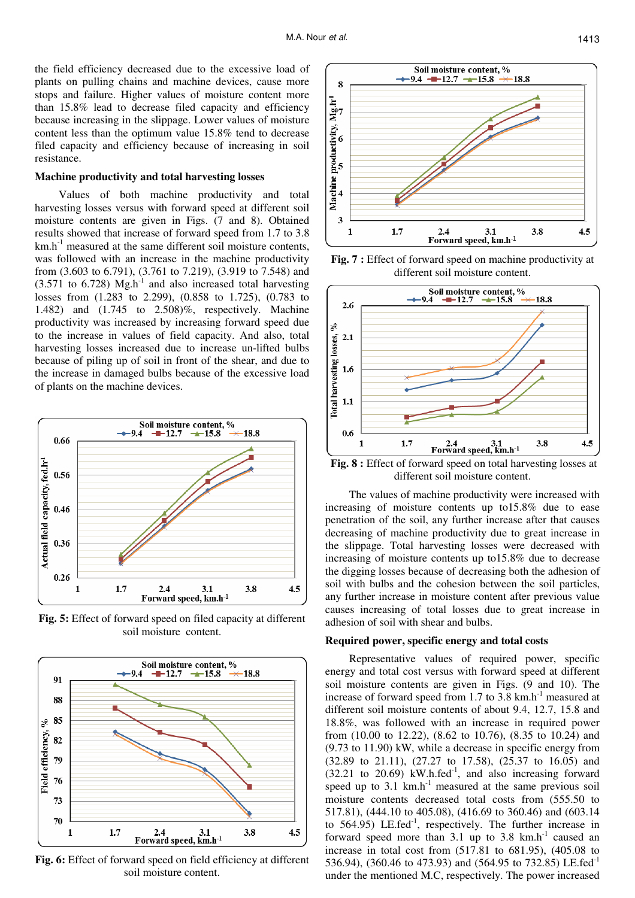the field efficiency decreased due to the excessive load of plants on pulling chains and machine devices, cause more stops and failure. Higher values of moisture content more than 15.8% lead to decrease filed capacity and efficiency because increasing in the slippage. Lower values of moisture content less than the optimum value 15.8% tend to decrease filed capacity and efficiency because of increasing in soil resistance.

**Machine productivity and total harvesting losses**

Values of both machine productivity and total harvesting losses versus with forward speed at different soil moisture contents are given in Figs. (7 and 8). Obtained results showed that increase of forward speed from 1.7 to 3.8 km.h$^{-1}$ measured at the same different soil moisture contents, was followed with an increase in the machine productivity from (3.603 to 6.791), (3.761 to 7.219), (3.919 to 7.548) and (3.571 to 6.728) Mg.h$^{-1}$ and also increased total harvesting losses from (1.283 to 2.299), (0.858 to 1.725), (0.783 to 1.482) and (1.745 to 2.508)%, respectively. Machine productivity was increased by increasing forward speed due to the increase in values of field capacity. And also, total harvesting losses increased due to increase un-lifted bulbs because of piling up of soil in front of the shear, and due to the increase in damaged bulbs because of the excessive load of plants on the machine devices.

**Fig. 5:** Effect of forward speed on filed capacity at different soil moisture content.

**Fig. 6:** Effect of forward speed on field efficiency at different soil moisture content.

**Fig. 7 :** Effect of forward speed on machine productivity at different soil moisture content.

**Fig. 8 :** Effect of forward speed on total harvesting losses at different soil moisture content.

The values of machine productivity were increased with increasing of moisture contents up to15.8% due to ease penetration of the soil, any further increase after that causes decreasing of machine productivity due to great increase in the slippage. Total harvesting losses were decreased with increasing of moisture contents up to15.8% due to decrease the digging losses because of decreasing both the adhesion of soil with bulbs and the cohesion between the soil particles, any further increase in moisture content after previous value causes increasing of total losses due to great increase in adhesion of soil with shear and bulbs.

**Required power, specific energy and total costs**

Representative values of required power, specific energy and total cost versus with forward speed at different soil moisture contents are given in Figs. (9 and 10). The increase of forward speed from 1.7 to 3.8 km.h$^{-1}$ measured at different soil moisture contents of about 9.4, 12.7, 15.8 and 18.8%, was followed with an increase in required power from (10.00 to 12.22), (8.62 to 10.76), (8.35 to 10.24) and (9.73 to 11.90) kW, while a decrease in specific energy from (32.89 to 21.11), (27.27 to 17.58), (25.37 to 16.05) and (32.21 to 20.69) kW.h.fed$^{-1}$, and also increasing forward speed up to 3.1 km.h$^{-1}$ measured at the same previous soil moisture contents decreased total costs from (555.50 to 517.81), (444.10 to 405.08), (416.69 to 360.46) and (603.14 to 564.95) LE.fed$^{-1}$, respectively. The further increase in forward speed more than 3.1 up to 3.8 km.h$^{-1}$ caused an increase in total cost from (517.81 to 681.95), (405.08 to 536.94), (360.46 to 473.93) and (564.95 to 732.85) LE.fed$^{-1}$ under the mentioned M.C, respectively. The power increased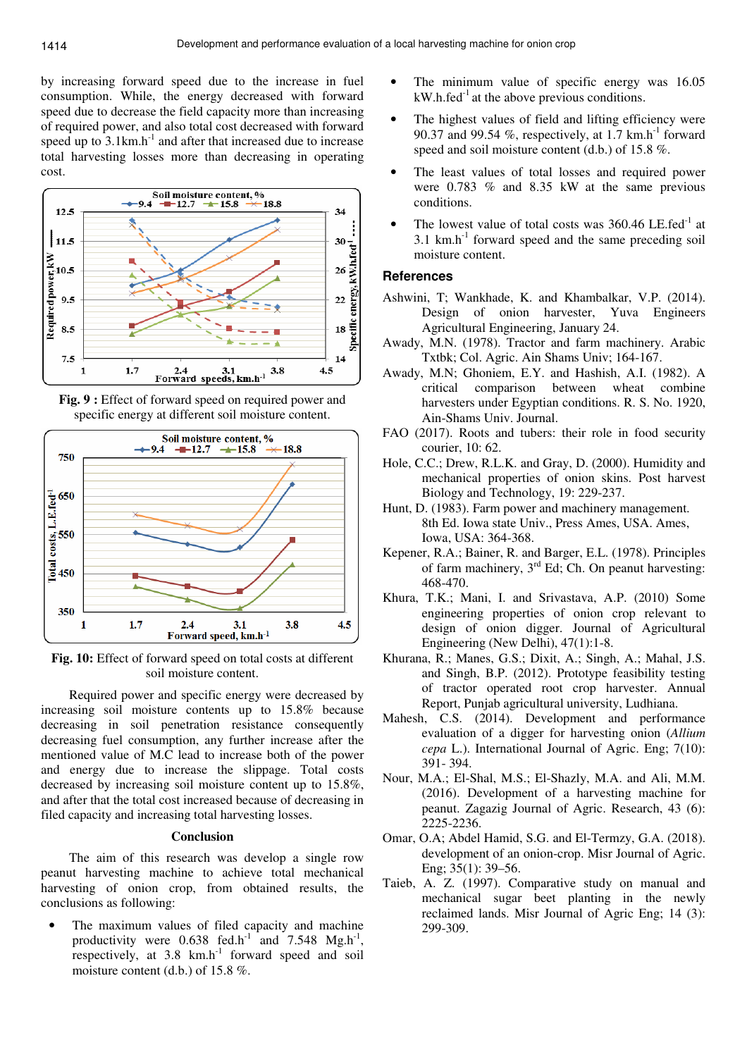by increasing forward speed due to the increase in fuel consumption. While, the energy decreased with forward speed due to decrease the field capacity more than increasing of required power, and also total cost decreased with forward speed up to 3.1km.h$^{-1}$ and after that increased due to increase total harvesting losses more than decreasing in operating cost.

Soil moisture content, %
9.4 12.7 15.8 18.8
Required power, kW
12.5 11.5 10.5 9.5 8.5 7.5
Specific energy, kW.h.fed$^{-1}$
34 30 26 22 18 14
1 1.7 2.4 3.1 3.8 4.5
Forward speeds, km.h$^{-1}$

**Fig. 9 :** Effect of forward speed on required power and specific energy at different soil moisture content.

Soil moisture content, %
9.4 12.7 15.8 18.8
Total costs, L.E.fed$^{-1}$
750 650 550 450 350
1 1.7 2.4 3.1 3.8 4.5
Forward speed, km.h$^{-1}$

**Fig. 10:** Effect of forward speed on total costs at different soil moisture content.

Required power and specific energy were decreased by increasing soil moisture contents up to 15.8% because decreasing in soil penetration resistance consequently decreasing fuel consumption, any further increase after the mentioned value of M.C lead to increase both of the power and energy due to increase the slippage. Total costs decreased by increasing soil moisture content up to 15.8%, and after that the total cost increased because of decreasing in filed capacity and increasing total harvesting losses.

## Conclusion

The aim of this research was develop a single row peanut harvesting machine to achieve total mechanical harvesting of onion crop, from obtained results, the conclusions as following:

- The maximum values of filed capacity and machine productivity were 0.638 fed.h$^{-1}$ and 7.548 Mg.h$^{-1}$, respectively, at 3.8 km.h$^{-1}$ forward speed and soil moisture content (d.b.) of 15.8 %.
- The minimum value of specific energy was 16.05 kW.h.fed$^{-1}$ at the above previous conditions.
- The highest values of field and lifting efficiency were 90.37 and 99.54 %, respectively, at 1.7 km.h$^{-1}$ forward speed and soil moisture content (d.b.) of 15.8 %.
- The least values of total losses and required power were 0.783 % and 8.35 kW at the same previous conditions.
- The lowest value of total costs was 360.46 LE.fed$^{-1}$ at 3.1 km.h$^{-1}$ forward speed and the same preceding soil moisture content.

## References

Ashwini, T; Wankhade, K. and Khambalkar, V.P. (2014). Design of onion harvester, Yuva Engineers Agricultural Engineering, January 24.

Awady, M.N. (1978). Tractor and farm machinery. Arabic Txtbk; Col. Agric. Ain Shams Univ; 164-167.

Awady, M.N; Ghoniem, E.Y. and Hashish, A.I. (1982). A critical comparison between wheat combine harvesters under Egyptian conditions. R. S. No. 1920, Ain-Shams Univ. Journal.

FAO (2017). Roots and tubers: their role in food security courier, 10: 62.

Hole, C.C.; Drew, R.L.K. and Gray, D. (2000). Humidity and mechanical properties of onion skins. Post harvest Biology and Technology, 19: 229-237.

Hunt, D. (1983). Farm power and machinery management. 8th Ed. Iowa state Univ., Press Ames, USA. Ames, Iowa, USA: 364-368.

Kepener, R.A.; Bainer, R. and Barger, E.L. (1978). Principles of farm machinery, 3$^{rd}$ Ed; Ch. On peanut harvesting: 468-470.

Khura, T.K.; Mani, I. and Srivastava, A.P. (2010) Some engineering properties of onion crop relevant to design of onion digger. Journal of Agricultural Engineering (New Delhi), 47(1):1-8.

Khurana, R.; Manes, G.S.; Dixit, A.; Singh, A.; Mahal, J.S. and Singh, B.P. (2012). Prototype feasibility testing of tractor operated root crop harvester. Annual Report, Punjab agricultural university, Ludhiana.

Mahesh, C.S. (2014). Development and performance evaluation of a digger for harvesting onion (*Allium cepa* L.). International Journal of Agric. Eng; 7(10): 391- 394.

Nour, M.A.; El-Shal, M.S.; El-Shazly, M.A. and Ali, M.M. (2016). Development of a harvesting machine for peanut. Zagazig Journal of Agric. Research, 43 (6): 2225-2236.

Omar, O.A; Abdel Hamid, S.G. and El-Termzy, G.A. (2018). development of an onion-crop. Misr Journal of Agric. Eng; 35(1): 39–56.

Taieb, A. Z. (1997). Comparative study on manual and mechanical sugar beet planting in the newly reclaimed lands. Misr Journal of Agric Eng; 14 (3): 299-309.